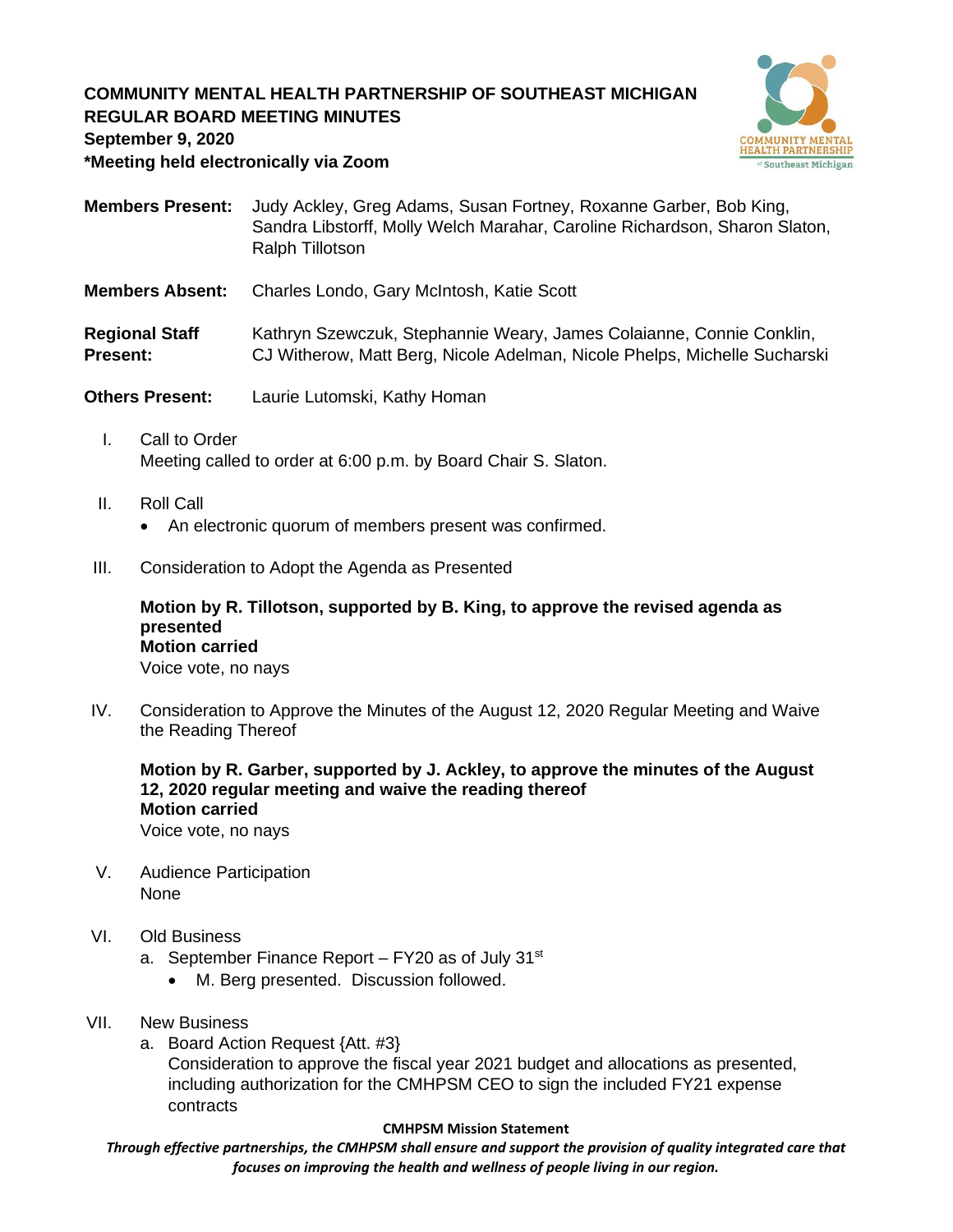**COMMUNITY MENTAL HEALTH PARTNERSHIP OF SOUTHEAST MICHIGAN**
**REGULAR BOARD MEETING MINUTES**
**September 9, 2020**
***Meeting held electronically via Zoom**

**Members Present:** Judy Ackley, Greg Adams, Susan Fortney, Roxanne Garber, Bob King, Sandra Libstorff, Molly Welch Marahar, Caroline Richardson, Sharon Slaton, Ralph Tillotson

**Members Absent:** Charles Londo, Gary McIntosh, Katie Scott

**Regional Staff Present:** Kathryn Szewczuk, Stephannie Weary, James Colaianne, Connie Conklin, CJ Witherow, Matt Berg, Nicole Adelman, Nicole Phelps, Michelle Sucharski

**Others Present:** Laurie Lutomski, Kathy Homan

I. Call to Order
Meeting called to order at 6:00 p.m. by Board Chair S. Slaton.

II. Roll Call
- An electronic quorum of members present was confirmed.

III. Consideration to Adopt the Agenda as Presented

**Motion by R. Tillotson, supported by B. King, to approve the revised agenda as presented**
**Motion carried**
Voice vote, no nays

IV. Consideration to Approve the Minutes of the August 12, 2020 Regular Meeting and Waive the Reading Thereof

**Motion by R. Garber, supported by J. Ackley, to approve the minutes of the August 12, 2020 regular meeting and waive the reading thereof**
**Motion carried**
Voice vote, no nays

V. Audience Participation
None

VI. Old Business
a. September Finance Report – FY20 as of July 31st
   - M. Berg presented. Discussion followed.

VII. New Business
a. Board Action Request {Att. #3}
Consideration to approve the fiscal year 2021 budget and allocations as presented, including authorization for the CMHPSM CEO to sign the included FY21 expense contracts

**CMHPSM Mission Statement**
***Through effective partnerships, the CMHPSM shall ensure and support the provision of quality integrated care that focuses on improving the health and wellness of people living in our region.***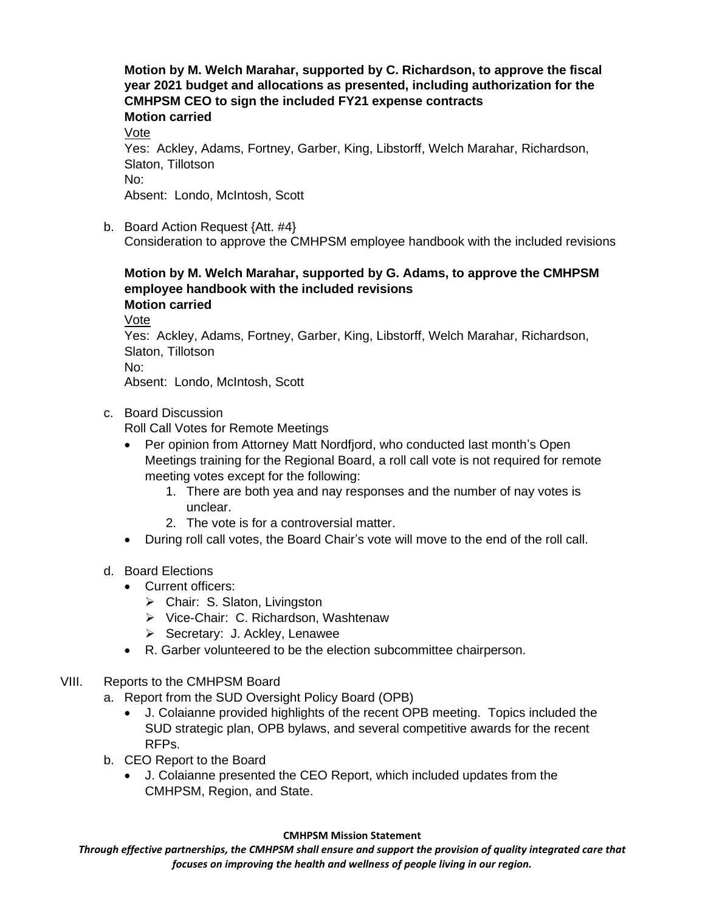**Motion by M. Welch Marahar, supported by C. Richardson, to approve the fiscal year 2021 budget and allocations as presented, including authorization for the CMHPSM CEO to sign the included FY21 expense contracts**
**Motion carried**

Vote
Yes: Ackley, Adams, Fortney, Garber, King, Libstorff, Welch Marahar, Richardson, Slaton, Tillotson
No:
Absent: Londo, McIntosh, Scott

b. Board Action Request {Att. #4}
Consideration to approve the CMHPSM employee handbook with the included revisions

**Motion by M. Welch Marahar, supported by G. Adams, to approve the CMHPSM employee handbook with the included revisions**
**Motion carried**

Vote
Yes: Ackley, Adams, Fortney, Garber, King, Libstorff, Welch Marahar, Richardson, Slaton, Tillotson
No:
Absent: Londo, McIntosh, Scott

c. Board Discussion
Roll Call Votes for Remote Meetings

- Per opinion from Attorney Matt Nordfjord, who conducted last month's Open Meetings training for the Regional Board, a roll call vote is not required for remote meeting votes except for the following:
    1. There are both yea and nay responses and the number of nay votes is unclear.
    2. The vote is for a controversial matter.
- During roll call votes, the Board Chair's vote will move to the end of the roll call.

d. Board Elections

- Current officers:
    - Chair: S. Slaton, Livingston
    - Vice-Chair: C. Richardson, Washtenaw
    - Secretary: J. Ackley, Lenawee
- R. Garber volunteered to be the election subcommittee chairperson.

VIII. Reports to the CMHPSM Board

a. Report from the SUD Oversight Policy Board (OPB)

- J. Colaianne provided highlights of the recent OPB meeting. Topics included the SUD strategic plan, OPB bylaws, and several competitive awards for the recent RFPs.

b. CEO Report to the Board

- J. Colaianne presented the CEO Report, which included updates from the CMHPSM, Region, and State.

**CMHPSM Mission Statement**

***Through effective partnerships, the CMHPSM shall ensure and support the provision of quality integrated care that focuses on improving the health and wellness of people living in our region.***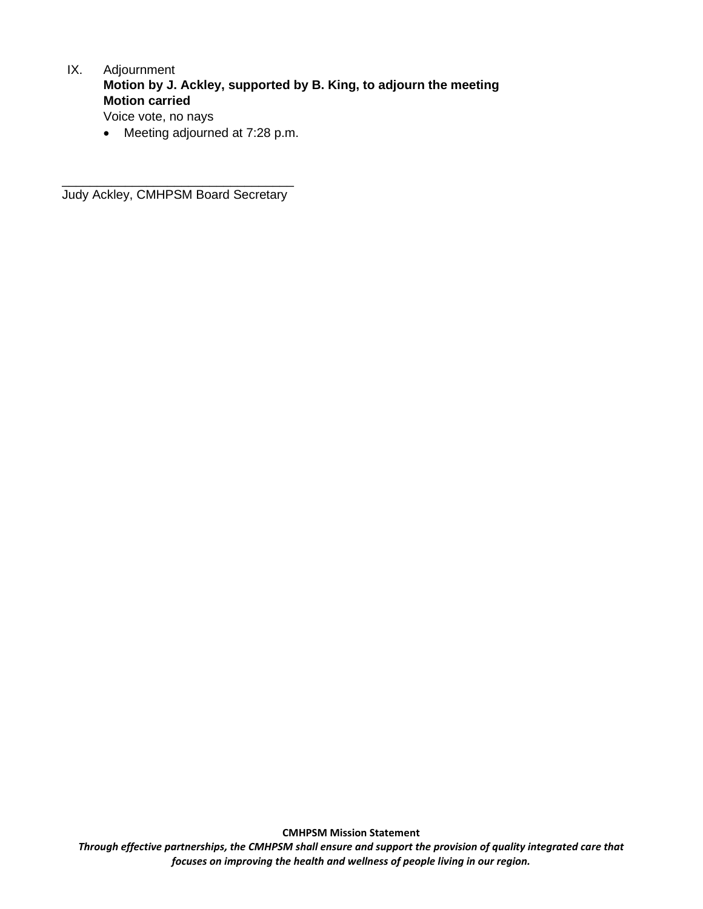IX. Adjournment

**Motion by J. Ackley, supported by B. King, to adjourn the meeting**
**Motion carried**

Voice vote, no nays

- Meeting adjourned at 7:28 p.m.

_________________________________
Judy Ackley, CMHPSM Board Secretary

**CMHPSM Mission Statement**

***Through effective partnerships, the CMHPSM shall ensure and support the provision of quality integrated care that focuses on improving the health and wellness of people living in our region.***